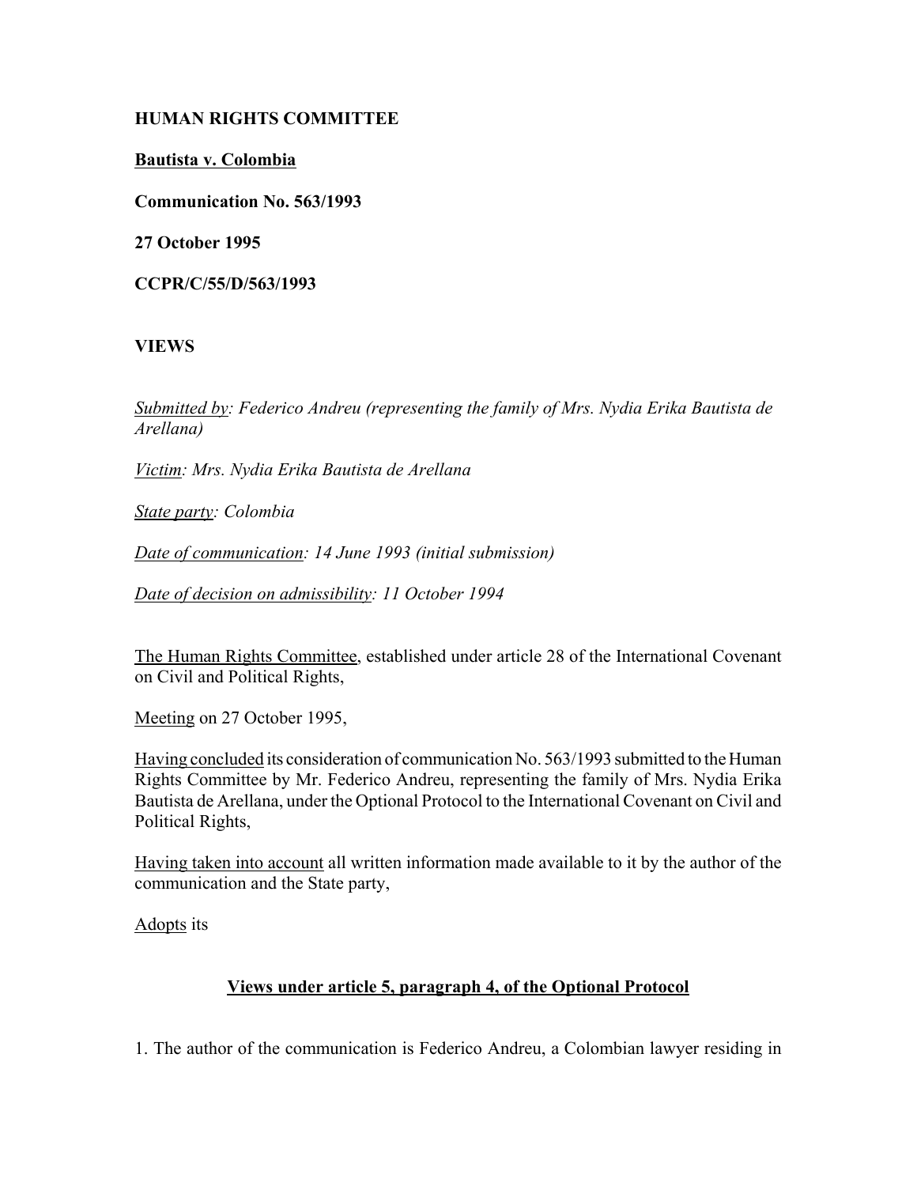**HUMAN RIGHTS COMMITTEE**

**Bautista v. Colombia**

**Communication No. 563/1993**

**27 October 1995**

**CCPR/C/55/D/563/1993**

**VIEWS**

*Submitted by: Federico Andreu (representing the family of Mrs. Nydia Erika Bautista de Arellana)*

*Victim: Mrs. Nydia Erika Bautista de Arellana*

*State party: Colombia*

*Date of communication: 14 June 1993 (initial submission)*

*Date of decision on admissibility: 11 October 1994*

The Human Rights Committee, established under article 28 of the International Covenant on Civil and Political Rights,

Meeting on 27 October 1995,

Having concluded its consideration of communication No. 563/1993 submitted to the Human Rights Committee by Mr. Federico Andreu, representing the family of Mrs. Nydia Erika Bautista de Arellana, under the Optional Protocol to the International Covenant on Civil and Political Rights,

Having taken into account all written information made available to it by the author of the communication and the State party,

Adopts its

## Views under article 5, paragraph 4, of the Optional Protocol

1. The author of the communication is Federico Andreu, a Colombian lawyer residing in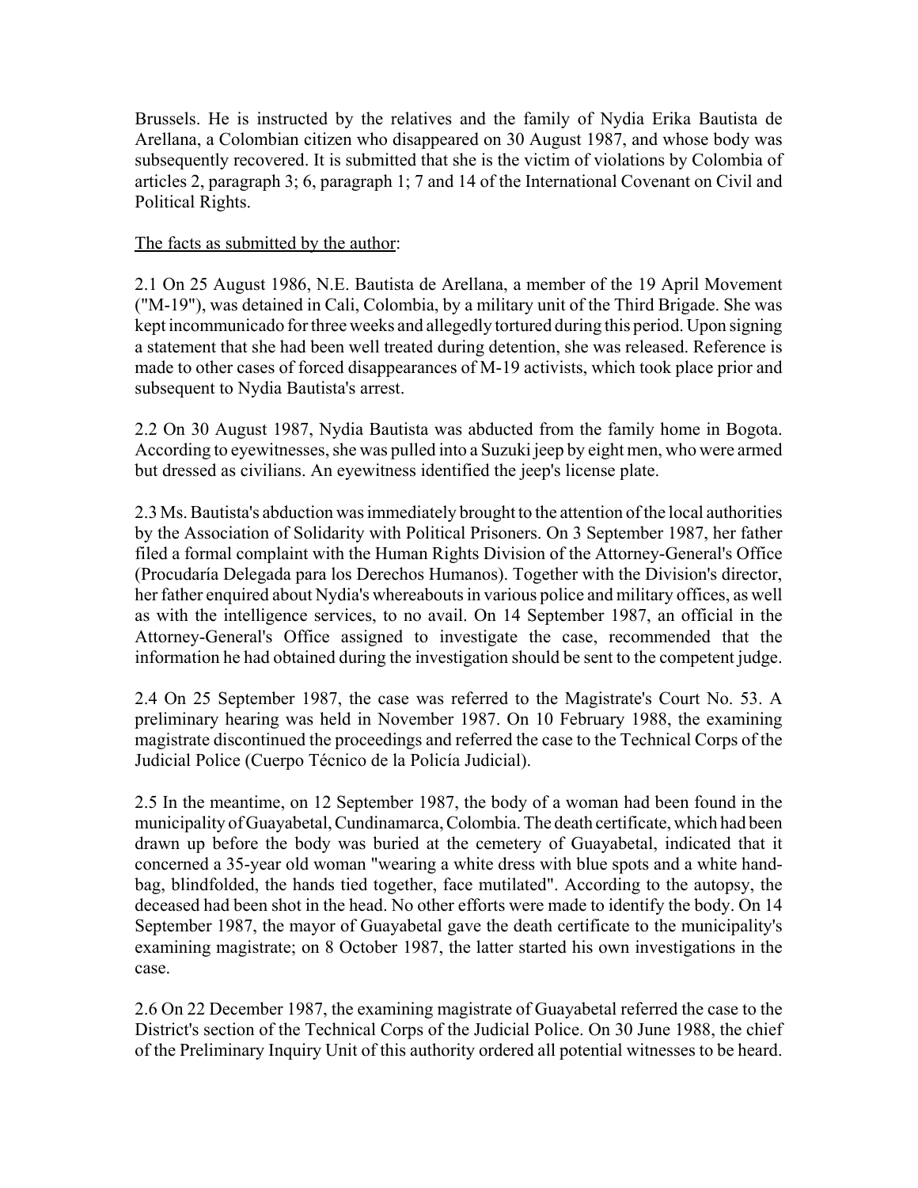Brussels. He is instructed by the relatives and the family of Nydia Erika Bautista de Arellana, a Colombian citizen who disappeared on 30 August 1987, and whose body was subsequently recovered. It is submitted that she is the victim of violations by Colombia of articles 2, paragraph 3; 6, paragraph 1; 7 and 14 of the International Covenant on Civil and Political Rights.

The facts as submitted by the author:

2.1 On 25 August 1986, N.E. Bautista de Arellana, a member of the 19 April Movement ("M-19"), was detained in Cali, Colombia, by a military unit of the Third Brigade. She was kept incommunicado for three weeks and allegedly tortured during this period. Upon signing a statement that she had been well treated during detention, she was released. Reference is made to other cases of forced disappearances of M-19 activists, which took place prior and subsequent to Nydia Bautista's arrest.

2.2 On 30 August 1987, Nydia Bautista was abducted from the family home in Bogota. According to eyewitnesses, she was pulled into a Suzuki jeep by eight men, who were armed but dressed as civilians. An eyewitness identified the jeep's license plate.

2.3 Ms. Bautista's abduction was immediately brought to the attention of the local authorities by the Association of Solidarity with Political Prisoners. On 3 September 1987, her father filed a formal complaint with the Human Rights Division of the Attorney-General's Office (Procudaría Delegada para los Derechos Humanos). Together with the Division's director, her father enquired about Nydia's whereabouts in various police and military offices, as well as with the intelligence services, to no avail. On 14 September 1987, an official in the Attorney-General's Office assigned to investigate the case, recommended that the information he had obtained during the investigation should be sent to the competent judge.

2.4 On 25 September 1987, the case was referred to the Magistrate's Court No. 53. A preliminary hearing was held in November 1987. On 10 February 1988, the examining magistrate discontinued the proceedings and referred the case to the Technical Corps of the Judicial Police (Cuerpo Técnico de la Policía Judicial).

2.5 In the meantime, on 12 September 1987, the body of a woman had been found in the municipality of Guayabetal, Cundinamarca, Colombia. The death certificate, which had been drawn up before the body was buried at the cemetery of Guayabetal, indicated that it concerned a 35-year old woman "wearing a white dress with blue spots and a white hand-bag, blindfolded, the hands tied together, face mutilated". According to the autopsy, the deceased had been shot in the head. No other efforts were made to identify the body. On 14 September 1987, the mayor of Guayabetal gave the death certificate to the municipality's examining magistrate; on 8 October 1987, the latter started his own investigations in the case.

2.6 On 22 December 1987, the examining magistrate of Guayabetal referred the case to the District's section of the Technical Corps of the Judicial Police. On 30 June 1988, the chief of the Preliminary Inquiry Unit of this authority ordered all potential witnesses to be heard.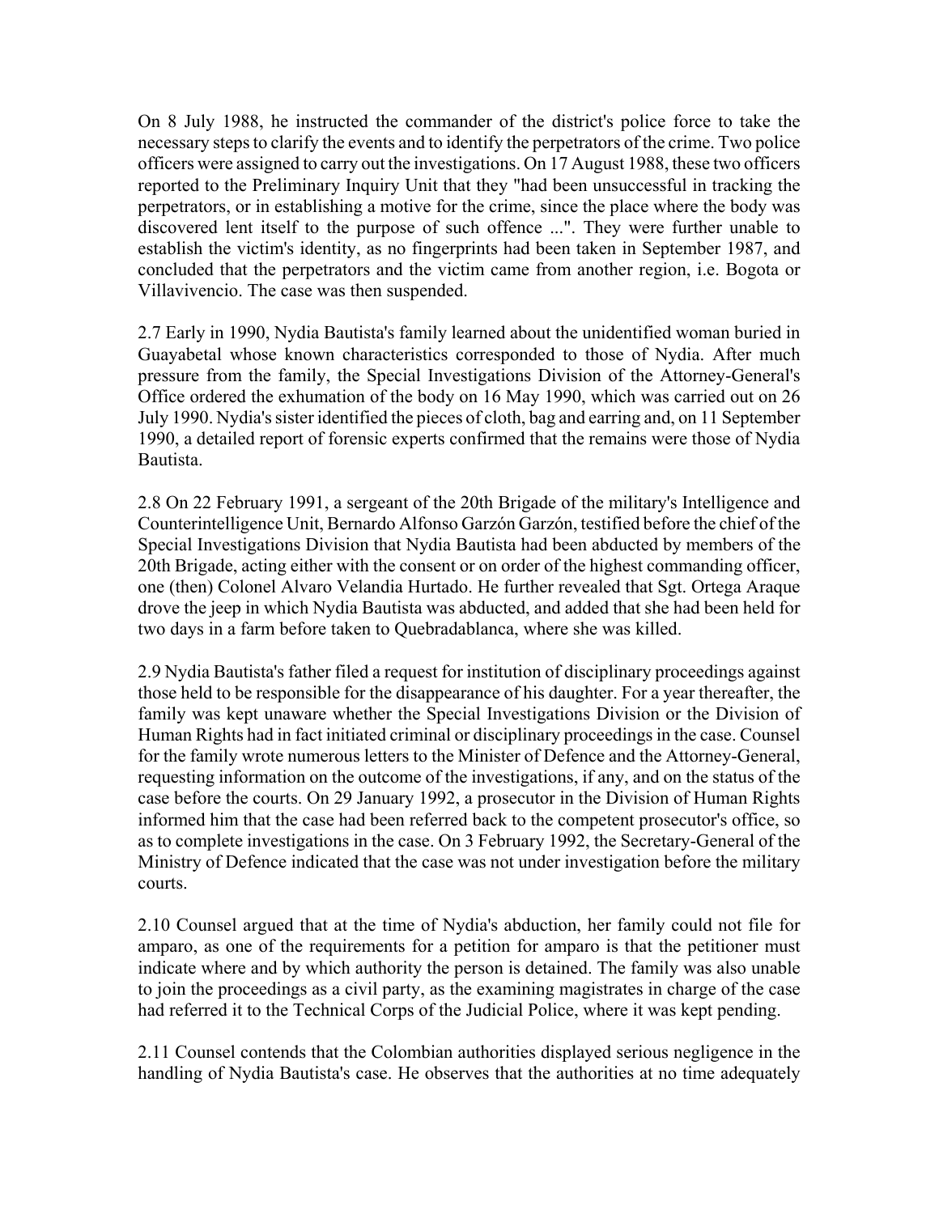On 8 July 1988, he instructed the commander of the district's police force to take the necessary steps to clarify the events and to identify the perpetrators of the crime. Two police officers were assigned to carry out the investigations. On 17 August 1988, these two officers reported to the Preliminary Inquiry Unit that they "had been unsuccessful in tracking the perpetrators, or in establishing a motive for the crime, since the place where the body was discovered lent itself to the purpose of such offence ...". They were further unable to establish the victim's identity, as no fingerprints had been taken in September 1987, and concluded that the perpetrators and the victim came from another region, i.e. Bogota or Villavivencio. The case was then suspended.

2.7 Early in 1990, Nydia Bautista's family learned about the unidentified woman buried in Guayabetal whose known characteristics corresponded to those of Nydia. After much pressure from the family, the Special Investigations Division of the Attorney-General's Office ordered the exhumation of the body on 16 May 1990, which was carried out on 26 July 1990. Nydia's sister identified the pieces of cloth, bag and earring and, on 11 September 1990, a detailed report of forensic experts confirmed that the remains were those of Nydia Bautista.

2.8 On 22 February 1991, a sergeant of the 20th Brigade of the military's Intelligence and Counterintelligence Unit, Bernardo Alfonso Garzón Garzón, testified before the chief of the Special Investigations Division that Nydia Bautista had been abducted by members of the 20th Brigade, acting either with the consent or on order of the highest commanding officer, one (then) Colonel Alvaro Velandia Hurtado. He further revealed that Sgt. Ortega Araque drove the jeep in which Nydia Bautista was abducted, and added that she had been held for two days in a farm before taken to Quebradablanca, where she was killed.

2.9 Nydia Bautista's father filed a request for institution of disciplinary proceedings against those held to be responsible for the disappearance of his daughter. For a year thereafter, the family was kept unaware whether the Special Investigations Division or the Division of Human Rights had in fact initiated criminal or disciplinary proceedings in the case. Counsel for the family wrote numerous letters to the Minister of Defence and the Attorney-General, requesting information on the outcome of the investigations, if any, and on the status of the case before the courts. On 29 January 1992, a prosecutor in the Division of Human Rights informed him that the case had been referred back to the competent prosecutor's office, so as to complete investigations in the case. On 3 February 1992, the Secretary-General of the Ministry of Defence indicated that the case was not under investigation before the military courts.

2.10 Counsel argued that at the time of Nydia's abduction, her family could not file for amparo, as one of the requirements for a petition for amparo is that the petitioner must indicate where and by which authority the person is detained. The family was also unable to join the proceedings as a civil party, as the examining magistrates in charge of the case had referred it to the Technical Corps of the Judicial Police, where it was kept pending.

2.11 Counsel contends that the Colombian authorities displayed serious negligence in the handling of Nydia Bautista's case. He observes that the authorities at no time adequately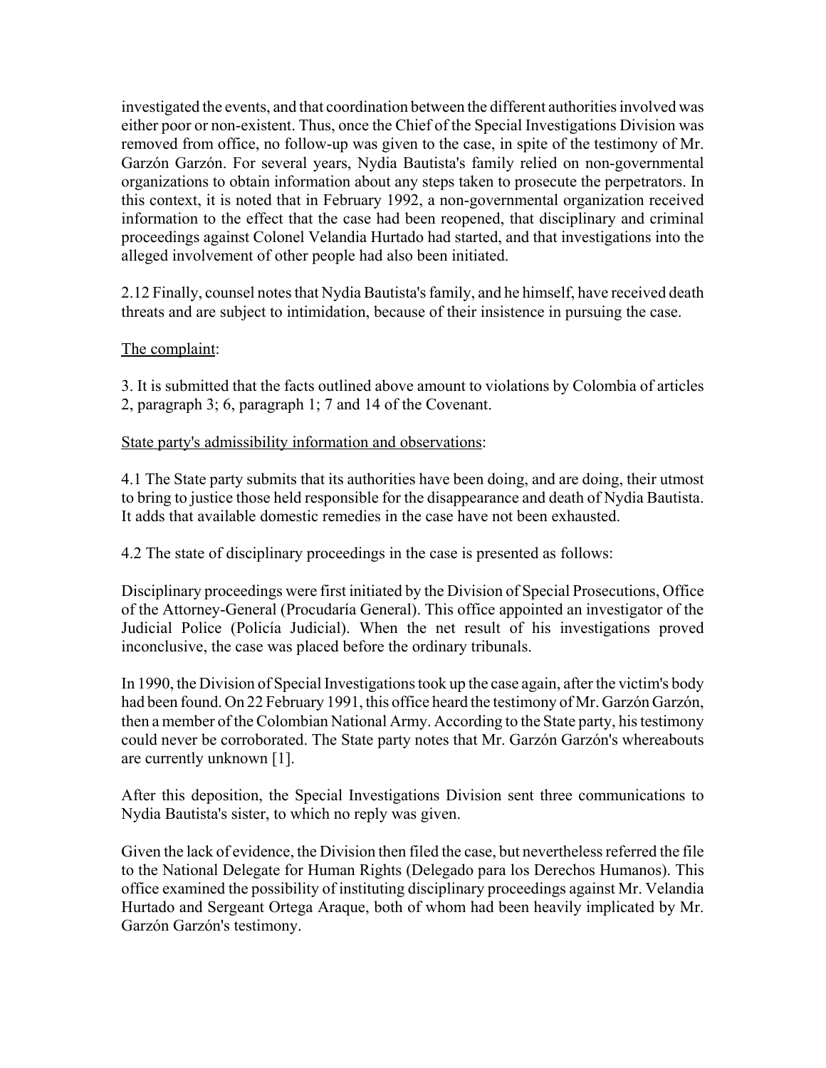investigated the events, and that coordination between the different authorities involved was either poor or non-existent. Thus, once the Chief of the Special Investigations Division was removed from office, no follow-up was given to the case, in spite of the testimony of Mr. Garzón Garzón. For several years, Nydia Bautista's family relied on non-governmental organizations to obtain information about any steps taken to prosecute the perpetrators. In this context, it is noted that in February 1992, a non-governmental organization received information to the effect that the case had been reopened, that disciplinary and criminal proceedings against Colonel Velandia Hurtado had started, and that investigations into the alleged involvement of other people had also been initiated.

2.12 Finally, counsel notes that Nydia Bautista's family, and he himself, have received death threats and are subject to intimidation, because of their insistence in pursuing the case.

The complaint:

3. It is submitted that the facts outlined above amount to violations by Colombia of articles 2, paragraph 3; 6, paragraph 1; 7 and 14 of the Covenant.

State party's admissibility information and observations:

4.1 The State party submits that its authorities have been doing, and are doing, their utmost to bring to justice those held responsible for the disappearance and death of Nydia Bautista. It adds that available domestic remedies in the case have not been exhausted.

4.2 The state of disciplinary proceedings in the case is presented as follows:

Disciplinary proceedings were first initiated by the Division of Special Prosecutions, Office of the Attorney-General (Procudaría General). This office appointed an investigator of the Judicial Police (Policía Judicial). When the net result of his investigations proved inconclusive, the case was placed before the ordinary tribunals.

In 1990, the Division of Special Investigations took up the case again, after the victim's body had been found. On 22 February 1991, this office heard the testimony of Mr. Garzón Garzón, then a member of the Colombian National Army. According to the State party, his testimony could never be corroborated. The State party notes that Mr. Garzón Garzón's whereabouts are currently unknown [1].

After this deposition, the Special Investigations Division sent three communications to Nydia Bautista's sister, to which no reply was given.

Given the lack of evidence, the Division then filed the case, but nevertheless referred the file to the National Delegate for Human Rights (Delegado para los Derechos Humanos). This office examined the possibility of instituting disciplinary proceedings against Mr. Velandia Hurtado and Sergeant Ortega Araque, both of whom had been heavily implicated by Mr. Garzón Garzón's testimony.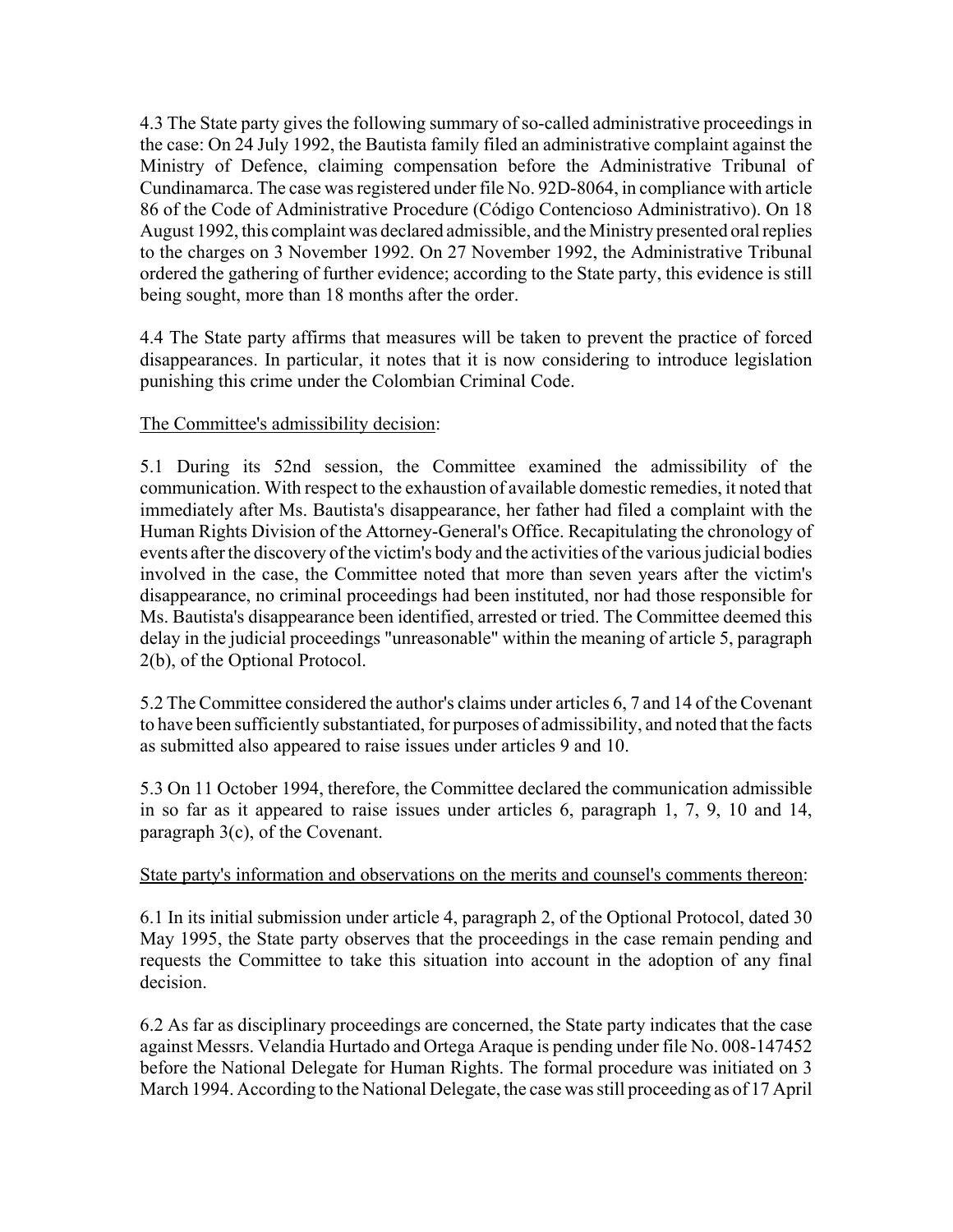4.3 The State party gives the following summary of so-called administrative proceedings in the case: On 24 July 1992, the Bautista family filed an administrative complaint against the Ministry of Defence, claiming compensation before the Administrative Tribunal of Cundinamarca. The case was registered under file No. 92D-8064, in compliance with article 86 of the Code of Administrative Procedure (Código Contencioso Administrativo). On 18 August 1992, this complaint was declared admissible, and the Ministry presented oral replies to the charges on 3 November 1992. On 27 November 1992, the Administrative Tribunal ordered the gathering of further evidence; according to the State party, this evidence is still being sought, more than 18 months after the order.

4.4 The State party affirms that measures will be taken to prevent the practice of forced disappearances. In particular, it notes that it is now considering to introduce legislation punishing this crime under the Colombian Criminal Code.

The Committee's admissibility decision:

5.1 During its 52nd session, the Committee examined the admissibility of the communication. With respect to the exhaustion of available domestic remedies, it noted that immediately after Ms. Bautista's disappearance, her father had filed a complaint with the Human Rights Division of the Attorney-General's Office. Recapitulating the chronology of events after the discovery of the victim's body and the activities of the various judicial bodies involved in the case, the Committee noted that more than seven years after the victim's disappearance, no criminal proceedings had been instituted, nor had those responsible for Ms. Bautista's disappearance been identified, arrested or tried. The Committee deemed this delay in the judicial proceedings "unreasonable" within the meaning of article 5, paragraph 2(b), of the Optional Protocol.

5.2 The Committee considered the author's claims under articles 6, 7 and 14 of the Covenant to have been sufficiently substantiated, for purposes of admissibility, and noted that the facts as submitted also appeared to raise issues under articles 9 and 10.

5.3 On 11 October 1994, therefore, the Committee declared the communication admissible in so far as it appeared to raise issues under articles 6, paragraph 1, 7, 9, 10 and 14, paragraph 3(c), of the Covenant.

State party's information and observations on the merits and counsel's comments thereon:

6.1 In its initial submission under article 4, paragraph 2, of the Optional Protocol, dated 30 May 1995, the State party observes that the proceedings in the case remain pending and requests the Committee to take this situation into account in the adoption of any final decision.

6.2 As far as disciplinary proceedings are concerned, the State party indicates that the case against Messrs. Velandia Hurtado and Ortega Araque is pending under file No. 008-147452 before the National Delegate for Human Rights. The formal procedure was initiated on 3 March 1994. According to the National Delegate, the case was still proceeding as of 17 April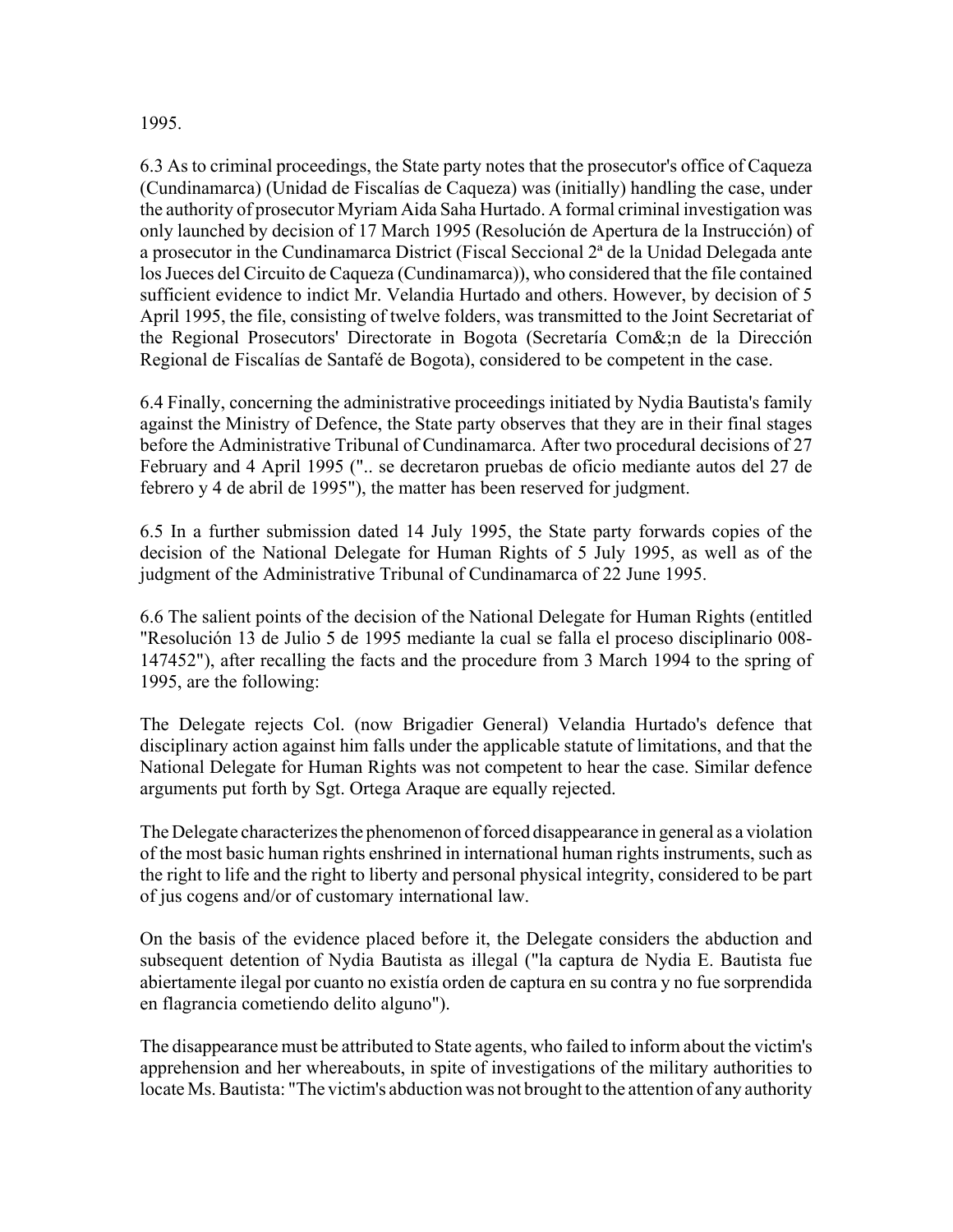1995.

6.3 As to criminal proceedings, the State party notes that the prosecutor's office of Caqueza (Cundinamarca) (Unidad de Fiscalías de Caqueza) was (initially) handling the case, under the authority of prosecutor Myriam Aida Saha Hurtado. A formal criminal investigation was only launched by decision of 17 March 1995 (Resolución de Apertura de la Instrucción) of a prosecutor in the Cundinamarca District (Fiscal Seccional 2ª de la Unidad Delegada ante los Jueces del Circuito de Caqueza (Cundinamarca)), who considered that the file contained sufficient evidence to indict Mr. Velandia Hurtado and others. However, by decision of 5 April 1995, the file, consisting of twelve folders, was transmitted to the Joint Secretariat of the Regional Prosecutors' Directorate in Bogota (Secretaría Com&;n de la Dirección Regional de Fiscalías de Santafé de Bogota), considered to be competent in the case.

6.4 Finally, concerning the administrative proceedings initiated by Nydia Bautista's family against the Ministry of Defence, the State party observes that they are in their final stages before the Administrative Tribunal of Cundinamarca. After two procedural decisions of 27 February and 4 April 1995 (".. se decretaron pruebas de oficio mediante autos del 27 de febrero y 4 de abril de 1995"), the matter has been reserved for judgment.

6.5 In a further submission dated 14 July 1995, the State party forwards copies of the decision of the National Delegate for Human Rights of 5 July 1995, as well as of the judgment of the Administrative Tribunal of Cundinamarca of 22 June 1995.

6.6 The salient points of the decision of the National Delegate for Human Rights (entitled "Resolución 13 de Julio 5 de 1995 mediante la cual se falla el proceso disciplinario 008-147452"), after recalling the facts and the procedure from 3 March 1994 to the spring of 1995, are the following:

The Delegate rejects Col. (now Brigadier General) Velandia Hurtado's defence that disciplinary action against him falls under the applicable statute of limitations, and that the National Delegate for Human Rights was not competent to hear the case. Similar defence arguments put forth by Sgt. Ortega Araque are equally rejected.

The Delegate characterizes the phenomenon of forced disappearance in general as a violation of the most basic human rights enshrined in international human rights instruments, such as the right to life and the right to liberty and personal physical integrity, considered to be part of jus cogens and/or of customary international law.

On the basis of the evidence placed before it, the Delegate considers the abduction and subsequent detention of Nydia Bautista as illegal ("la captura de Nydia E. Bautista fue abiertamente ilegal por cuanto no existía orden de captura en su contra y no fue sorprendida en flagrancia cometiendo delito alguno").

The disappearance must be attributed to State agents, who failed to inform about the victim's apprehension and her whereabouts, in spite of investigations of the military authorities to locate Ms. Bautista: "The victim's abduction was not brought to the attention of any authority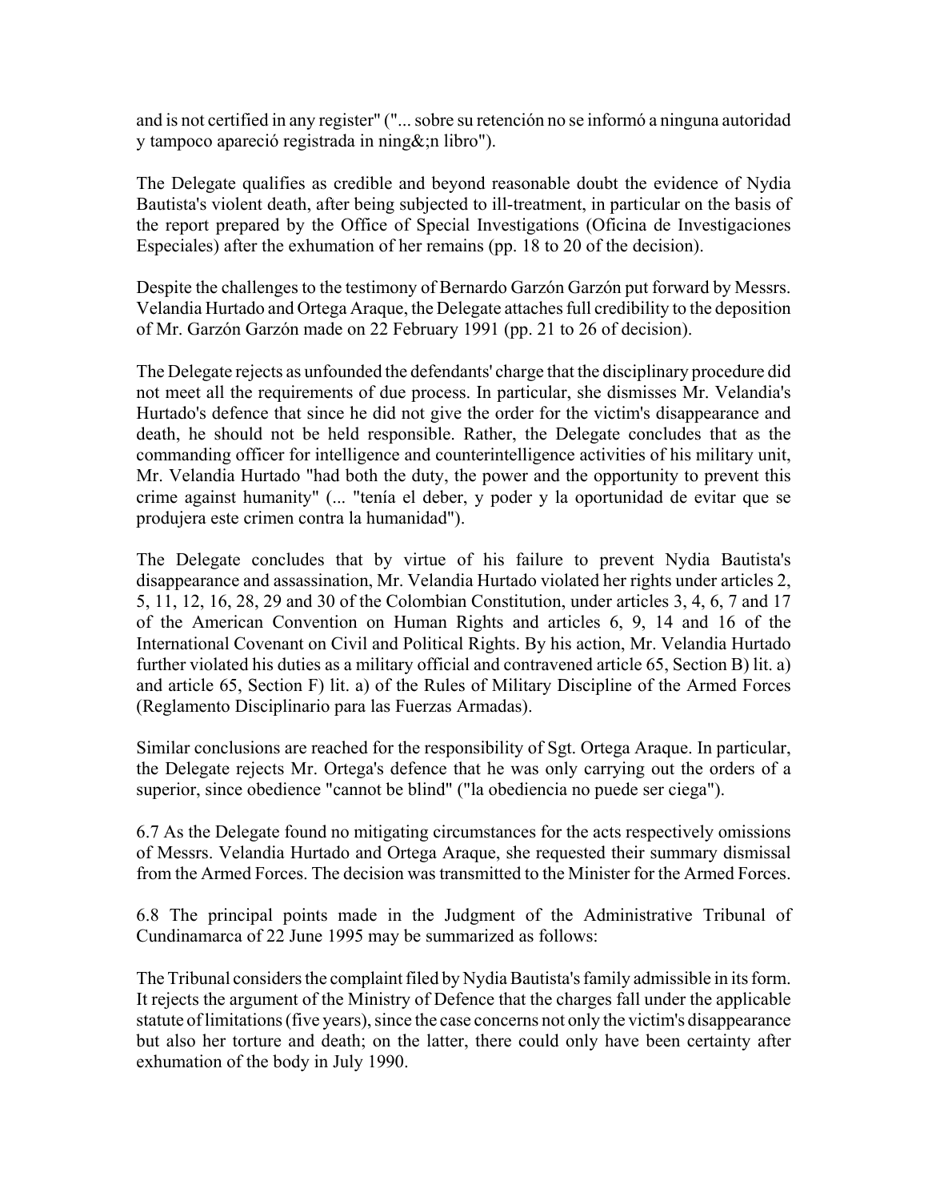and is not certified in any register" ("... sobre su retención no se informó a ninguna autoridad y tampoco apareció registrada in ning&;n libro").

The Delegate qualifies as credible and beyond reasonable doubt the evidence of Nydia Bautista's violent death, after being subjected to ill-treatment, in particular on the basis of the report prepared by the Office of Special Investigations (Oficina de Investigaciones Especiales) after the exhumation of her remains (pp. 18 to 20 of the decision).

Despite the challenges to the testimony of Bernardo Garzón Garzón put forward by Messrs. Velandia Hurtado and Ortega Araque, the Delegate attaches full credibility to the deposition of Mr. Garzón Garzón made on 22 February 1991 (pp. 21 to 26 of decision).

The Delegate rejects as unfounded the defendants' charge that the disciplinary procedure did not meet all the requirements of due process. In particular, she dismisses Mr. Velandia's Hurtado's defence that since he did not give the order for the victim's disappearance and death, he should not be held responsible. Rather, the Delegate concludes that as the commanding officer for intelligence and counterintelligence activities of his military unit, Mr. Velandia Hurtado "had both the duty, the power and the opportunity to prevent this crime against humanity" (... "tenía el deber, y poder y la oportunidad de evitar que se produjera este crimen contra la humanidad").

The Delegate concludes that by virtue of his failure to prevent Nydia Bautista's disappearance and assassination, Mr. Velandia Hurtado violated her rights under articles 2, 5, 11, 12, 16, 28, 29 and 30 of the Colombian Constitution, under articles 3, 4, 6, 7 and 17 of the American Convention on Human Rights and articles 6, 9, 14 and 16 of the International Covenant on Civil and Political Rights. By his action, Mr. Velandia Hurtado further violated his duties as a military official and contravened article 65, Section B) lit. a) and article 65, Section F) lit. a) of the Rules of Military Discipline of the Armed Forces (Reglamento Disciplinario para las Fuerzas Armadas).

Similar conclusions are reached for the responsibility of Sgt. Ortega Araque. In particular, the Delegate rejects Mr. Ortega's defence that he was only carrying out the orders of a superior, since obedience "cannot be blind" ("la obediencia no puede ser ciega").

6.7 As the Delegate found no mitigating circumstances for the acts respectively omissions of Messrs. Velandia Hurtado and Ortega Araque, she requested their summary dismissal from the Armed Forces. The decision was transmitted to the Minister for the Armed Forces.

6.8 The principal points made in the Judgment of the Administrative Tribunal of Cundinamarca of 22 June 1995 may be summarized as follows:

The Tribunal considers the complaint filed by Nydia Bautista's family admissible in its form. It rejects the argument of the Ministry of Defence that the charges fall under the applicable statute of limitations (five years), since the case concerns not only the victim's disappearance but also her torture and death; on the latter, there could only have been certainty after exhumation of the body in July 1990.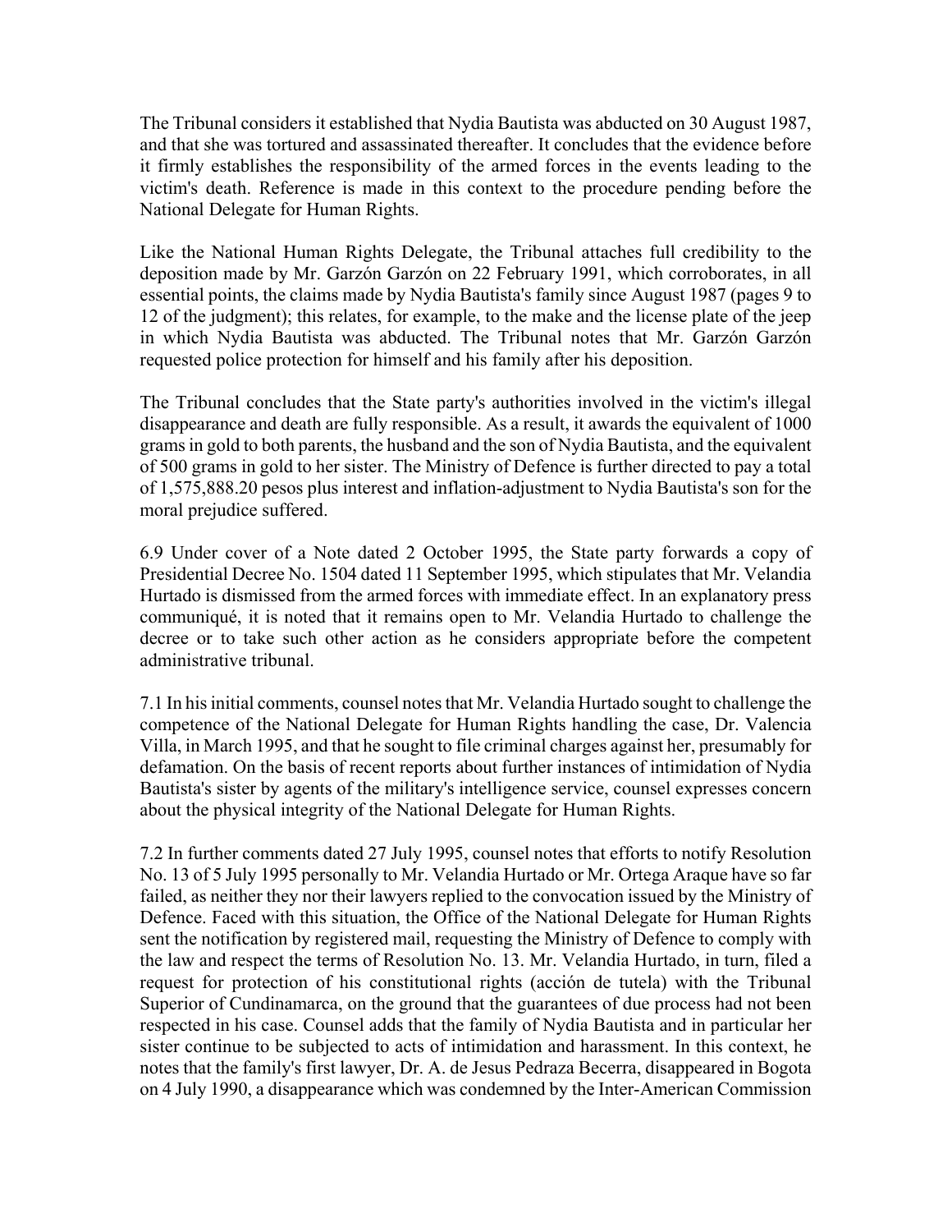The Tribunal considers it established that Nydia Bautista was abducted on 30 August 1987, and that she was tortured and assassinated thereafter. It concludes that the evidence before it firmly establishes the responsibility of the armed forces in the events leading to the victim's death. Reference is made in this context to the procedure pending before the National Delegate for Human Rights.

Like the National Human Rights Delegate, the Tribunal attaches full credibility to the deposition made by Mr. Garzón Garzón on 22 February 1991, which corroborates, in all essential points, the claims made by Nydia Bautista's family since August 1987 (pages 9 to 12 of the judgment); this relates, for example, to the make and the license plate of the jeep in which Nydia Bautista was abducted. The Tribunal notes that Mr. Garzón Garzón requested police protection for himself and his family after his deposition.

The Tribunal concludes that the State party's authorities involved in the victim's illegal disappearance and death are fully responsible. As a result, it awards the equivalent of 1000 grams in gold to both parents, the husband and the son of Nydia Bautista, and the equivalent of 500 grams in gold to her sister. The Ministry of Defence is further directed to pay a total of 1,575,888.20 pesos plus interest and inflation-adjustment to Nydia Bautista's son for the moral prejudice suffered.

6.9 Under cover of a Note dated 2 October 1995, the State party forwards a copy of Presidential Decree No. 1504 dated 11 September 1995, which stipulates that Mr. Velandia Hurtado is dismissed from the armed forces with immediate effect. In an explanatory press communiqué, it is noted that it remains open to Mr. Velandia Hurtado to challenge the decree or to take such other action as he considers appropriate before the competent administrative tribunal.

7.1 In his initial comments, counsel notes that Mr. Velandia Hurtado sought to challenge the competence of the National Delegate for Human Rights handling the case, Dr. Valencia Villa, in March 1995, and that he sought to file criminal charges against her, presumably for defamation. On the basis of recent reports about further instances of intimidation of Nydia Bautista's sister by agents of the military's intelligence service, counsel expresses concern about the physical integrity of the National Delegate for Human Rights.

7.2 In further comments dated 27 July 1995, counsel notes that efforts to notify Resolution No. 13 of 5 July 1995 personally to Mr. Velandia Hurtado or Mr. Ortega Araque have so far failed, as neither they nor their lawyers replied to the convocation issued by the Ministry of Defence. Faced with this situation, the Office of the National Delegate for Human Rights sent the notification by registered mail, requesting the Ministry of Defence to comply with the law and respect the terms of Resolution No. 13. Mr. Velandia Hurtado, in turn, filed a request for protection of his constitutional rights (acción de tutela) with the Tribunal Superior of Cundinamarca, on the ground that the guarantees of due process had not been respected in his case. Counsel adds that the family of Nydia Bautista and in particular her sister continue to be subjected to acts of intimidation and harassment. In this context, he notes that the family's first lawyer, Dr. A. de Jesus Pedraza Becerra, disappeared in Bogota on 4 July 1990, a disappearance which was condemned by the Inter-American Commission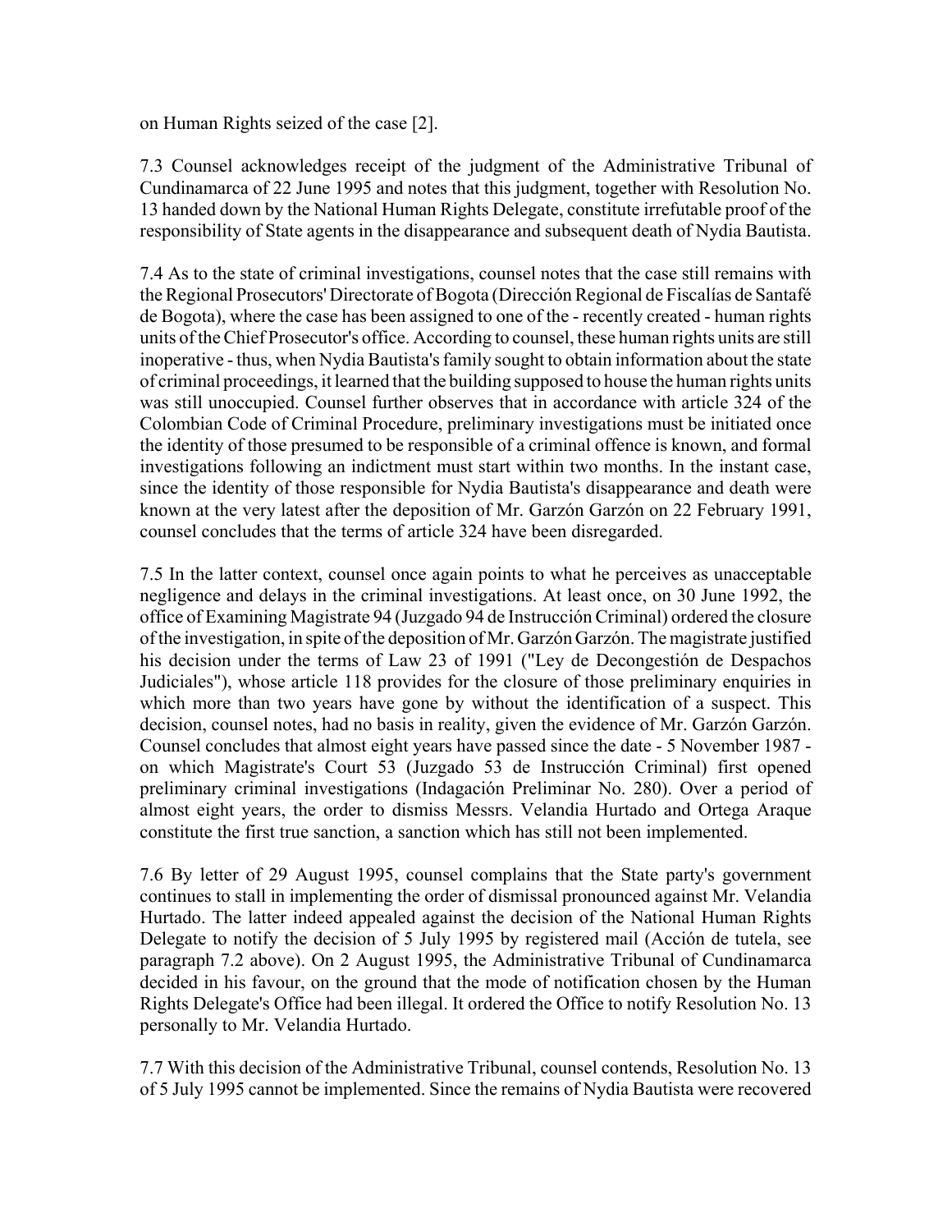on Human Rights seized of the case [2].

7.3 Counsel acknowledges receipt of the judgment of the Administrative Tribunal of Cundinamarca of 22 June 1995 and notes that this judgment, together with Resolution No. 13 handed down by the National Human Rights Delegate, constitute irrefutable proof of the responsibility of State agents in the disappearance and subsequent death of Nydia Bautista.

7.4 As to the state of criminal investigations, counsel notes that the case still remains with the Regional Prosecutors' Directorate of Bogota (Dirección Regional de Fiscalías de Santafé de Bogota), where the case has been assigned to one of the - recently created - human rights units of the Chief Prosecutor's office. According to counsel, these human rights units are still inoperative - thus, when Nydia Bautista's family sought to obtain information about the state of criminal proceedings, it learned that the building supposed to house the human rights units was still unoccupied. Counsel further observes that in accordance with article 324 of the Colombian Code of Criminal Procedure, preliminary investigations must be initiated once the identity of those presumed to be responsible of a criminal offence is known, and formal investigations following an indictment must start within two months. In the instant case, since the identity of those responsible for Nydia Bautista's disappearance and death were known at the very latest after the deposition of Mr. Garzón Garzón on 22 February 1991, counsel concludes that the terms of article 324 have been disregarded.

7.5 In the latter context, counsel once again points to what he perceives as unacceptable negligence and delays in the criminal investigations. At least once, on 30 June 1992, the office of Examining Magistrate 94 (Juzgado 94 de Instrucción Criminal) ordered the closure of the investigation, in spite of the deposition of Mr. Garzón Garzón. The magistrate justified his decision under the terms of Law 23 of 1991 ("Ley de Decongestión de Despachos Judiciales"), whose article 118 provides for the closure of those preliminary enquiries in which more than two years have gone by without the identification of a suspect. This decision, counsel notes, had no basis in reality, given the evidence of Mr. Garzón Garzón. Counsel concludes that almost eight years have passed since the date - 5 November 1987 - on which Magistrate's Court 53 (Juzgado 53 de Instrucción Criminal) first opened preliminary criminal investigations (Indagación Preliminar No. 280). Over a period of almost eight years, the order to dismiss Messrs. Velandia Hurtado and Ortega Araque constitute the first true sanction, a sanction which has still not been implemented.

7.6 By letter of 29 August 1995, counsel complains that the State party's government continues to stall in implementing the order of dismissal pronounced against Mr. Velandia Hurtado. The latter indeed appealed against the decision of the National Human Rights Delegate to notify the decision of 5 July 1995 by registered mail (Acción de tutela, see paragraph 7.2 above). On 2 August 1995, the Administrative Tribunal of Cundinamarca decided in his favour, on the ground that the mode of notification chosen by the Human Rights Delegate's Office had been illegal. It ordered the Office to notify Resolution No. 13 personally to Mr. Velandia Hurtado.

7.7 With this decision of the Administrative Tribunal, counsel contends, Resolution No. 13 of 5 July 1995 cannot be implemented. Since the remains of Nydia Bautista were recovered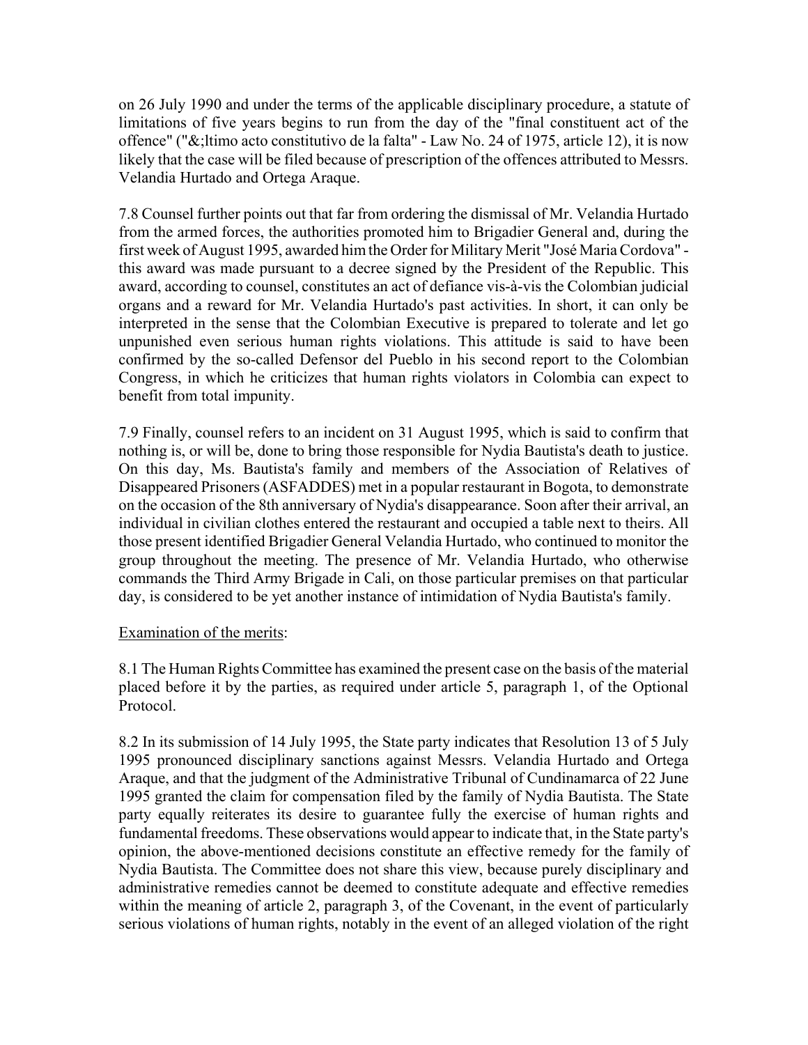on 26 July 1990 and under the terms of the applicable disciplinary procedure, a statute of limitations of five years begins to run from the day of the "final constituent act of the offence" ("&;ltimo acto constitutivo de la falta" - Law No. 24 of 1975, article 12), it is now likely that the case will be filed because of prescription of the offences attributed to Messrs. Velandia Hurtado and Ortega Araque.

7.8 Counsel further points out that far from ordering the dismissal of Mr. Velandia Hurtado from the armed forces, the authorities promoted him to Brigadier General and, during the first week of August 1995, awarded him the Order for Military Merit "José Maria Cordova" - this award was made pursuant to a decree signed by the President of the Republic. This award, according to counsel, constitutes an act of defiance vis-à-vis the Colombian judicial organs and a reward for Mr. Velandia Hurtado's past activities. In short, it can only be interpreted in the sense that the Colombian Executive is prepared to tolerate and let go unpunished even serious human rights violations. This attitude is said to have been confirmed by the so-called Defensor del Pueblo in his second report to the Colombian Congress, in which he criticizes that human rights violators in Colombia can expect to benefit from total impunity.

7.9 Finally, counsel refers to an incident on 31 August 1995, which is said to confirm that nothing is, or will be, done to bring those responsible for Nydia Bautista's death to justice. On this day, Ms. Bautista's family and members of the Association of Relatives of Disappeared Prisoners (ASFADDES) met in a popular restaurant in Bogota, to demonstrate on the occasion of the 8th anniversary of Nydia's disappearance. Soon after their arrival, an individual in civilian clothes entered the restaurant and occupied a table next to theirs. All those present identified Brigadier General Velandia Hurtado, who continued to monitor the group throughout the meeting. The presence of Mr. Velandia Hurtado, who otherwise commands the Third Army Brigade in Cali, on those particular premises on that particular day, is considered to be yet another instance of intimidation of Nydia Bautista's family.

Examination of the merits:

8.1 The Human Rights Committee has examined the present case on the basis of the material placed before it by the parties, as required under article 5, paragraph 1, of the Optional Protocol.

8.2 In its submission of 14 July 1995, the State party indicates that Resolution 13 of 5 July 1995 pronounced disciplinary sanctions against Messrs. Velandia Hurtado and Ortega Araque, and that the judgment of the Administrative Tribunal of Cundinamarca of 22 June 1995 granted the claim for compensation filed by the family of Nydia Bautista. The State party equally reiterates its desire to guarantee fully the exercise of human rights and fundamental freedoms. These observations would appear to indicate that, in the State party's opinion, the above-mentioned decisions constitute an effective remedy for the family of Nydia Bautista. The Committee does not share this view, because purely disciplinary and administrative remedies cannot be deemed to constitute adequate and effective remedies within the meaning of article 2, paragraph 3, of the Covenant, in the event of particularly serious violations of human rights, notably in the event of an alleged violation of the right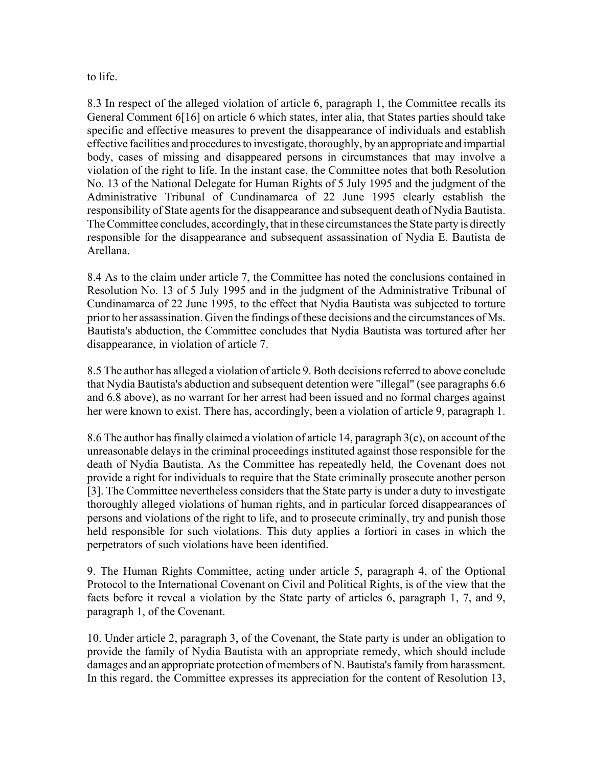to life.

8.3 In respect of the alleged violation of article 6, paragraph 1, the Committee recalls its General Comment 6[16] on article 6 which states, inter alia, that States parties should take specific and effective measures to prevent the disappearance of individuals and establish effective facilities and procedures to investigate, thoroughly, by an appropriate and impartial body, cases of missing and disappeared persons in circumstances that may involve a violation of the right to life. In the instant case, the Committee notes that both Resolution No. 13 of the National Delegate for Human Rights of 5 July 1995 and the judgment of the Administrative Tribunal of Cundinamarca of 22 June 1995 clearly establish the responsibility of State agents for the disappearance and subsequent death of Nydia Bautista. The Committee concludes, accordingly, that in these circumstances the State party is directly responsible for the disappearance and subsequent assassination of Nydia E. Bautista de Arellana.

8.4 As to the claim under article 7, the Committee has noted the conclusions contained in Resolution No. 13 of 5 July 1995 and in the judgment of the Administrative Tribunal of Cundinamarca of 22 June 1995, to the effect that Nydia Bautista was subjected to torture prior to her assassination. Given the findings of these decisions and the circumstances of Ms. Bautista's abduction, the Committee concludes that Nydia Bautista was tortured after her disappearance, in violation of article 7.

8.5 The author has alleged a violation of article 9. Both decisions referred to above conclude that Nydia Bautista's abduction and subsequent detention were "illegal" (see paragraphs 6.6 and 6.8 above), as no warrant for her arrest had been issued and no formal charges against her were known to exist. There has, accordingly, been a violation of article 9, paragraph 1.

8.6 The author has finally claimed a violation of article 14, paragraph 3(c), on account of the unreasonable delays in the criminal proceedings instituted against those responsible for the death of Nydia Bautista. As the Committee has repeatedly held, the Covenant does not provide a right for individuals to require that the State criminally prosecute another person [3]. The Committee nevertheless considers that the State party is under a duty to investigate thoroughly alleged violations of human rights, and in particular forced disappearances of persons and violations of the right to life, and to prosecute criminally, try and punish those held responsible for such violations. This duty applies a fortiori in cases in which the perpetrators of such violations have been identified.

9. The Human Rights Committee, acting under article 5, paragraph 4, of the Optional Protocol to the International Covenant on Civil and Political Rights, is of the view that the facts before it reveal a violation by the State party of articles 6, paragraph 1, 7, and 9, paragraph 1, of the Covenant.

10. Under article 2, paragraph 3, of the Covenant, the State party is under an obligation to provide the family of Nydia Bautista with an appropriate remedy, which should include damages and an appropriate protection of members of N. Bautista's family from harassment. In this regard, the Committee expresses its appreciation for the content of Resolution 13,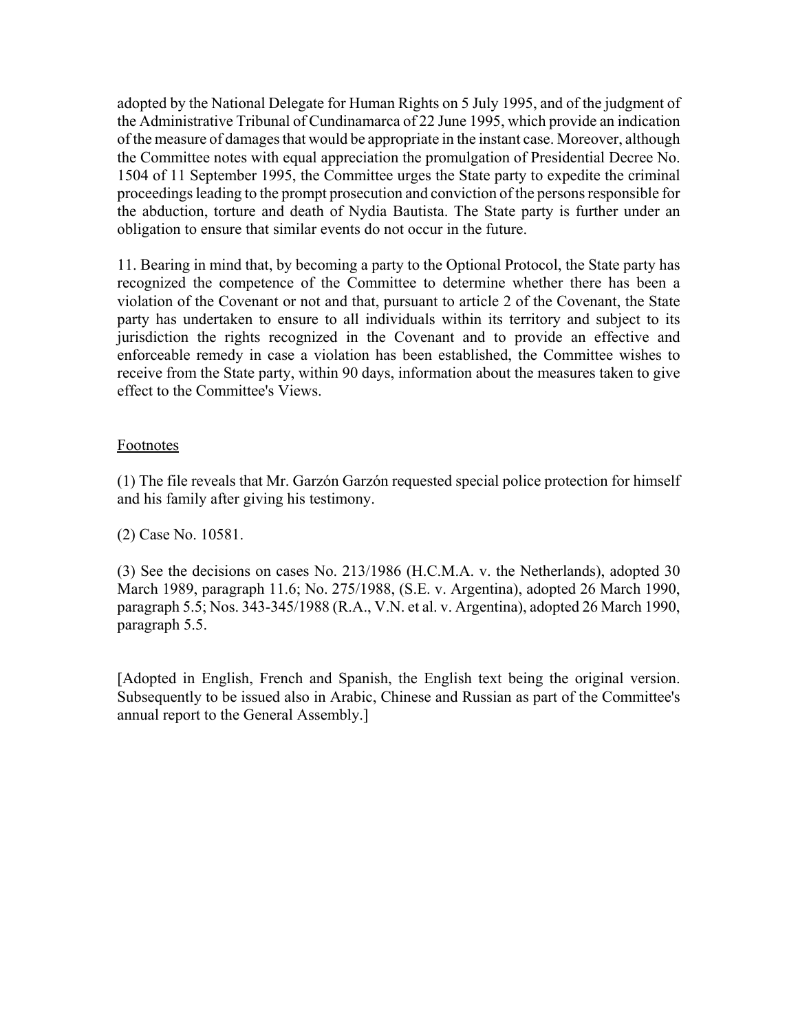adopted by the National Delegate for Human Rights on 5 July 1995, and of the judgment of the Administrative Tribunal of Cundinamarca of 22 June 1995, which provide an indication of the measure of damages that would be appropriate in the instant case. Moreover, although the Committee notes with equal appreciation the promulgation of Presidential Decree No. 1504 of 11 September 1995, the Committee urges the State party to expedite the criminal proceedings leading to the prompt prosecution and conviction of the persons responsible for the abduction, torture and death of Nydia Bautista. The State party is further under an obligation to ensure that similar events do not occur in the future.

11. Bearing in mind that, by becoming a party to the Optional Protocol, the State party has recognized the competence of the Committee to determine whether there has been a violation of the Covenant or not and that, pursuant to article 2 of the Covenant, the State party has undertaken to ensure to all individuals within its territory and subject to its jurisdiction the rights recognized in the Covenant and to provide an effective and enforceable remedy in case a violation has been established, the Committee wishes to receive from the State party, within 90 days, information about the measures taken to give effect to the Committee's Views.

Footnotes

(1) The file reveals that Mr. Garzón Garzón requested special police protection for himself and his family after giving his testimony.

(2) Case No. 10581.

(3) See the decisions on cases No. 213/1986 (H.C.M.A. v. the Netherlands), adopted 30 March 1989, paragraph 11.6; No. 275/1988, (S.E. v. Argentina), adopted 26 March 1990, paragraph 5.5; Nos. 343-345/1988 (R.A., V.N. et al. v. Argentina), adopted 26 March 1990, paragraph 5.5.

[Adopted in English, French and Spanish, the English text being the original version. Subsequently to be issued also in Arabic, Chinese and Russian as part of the Committee's annual report to the General Assembly.]